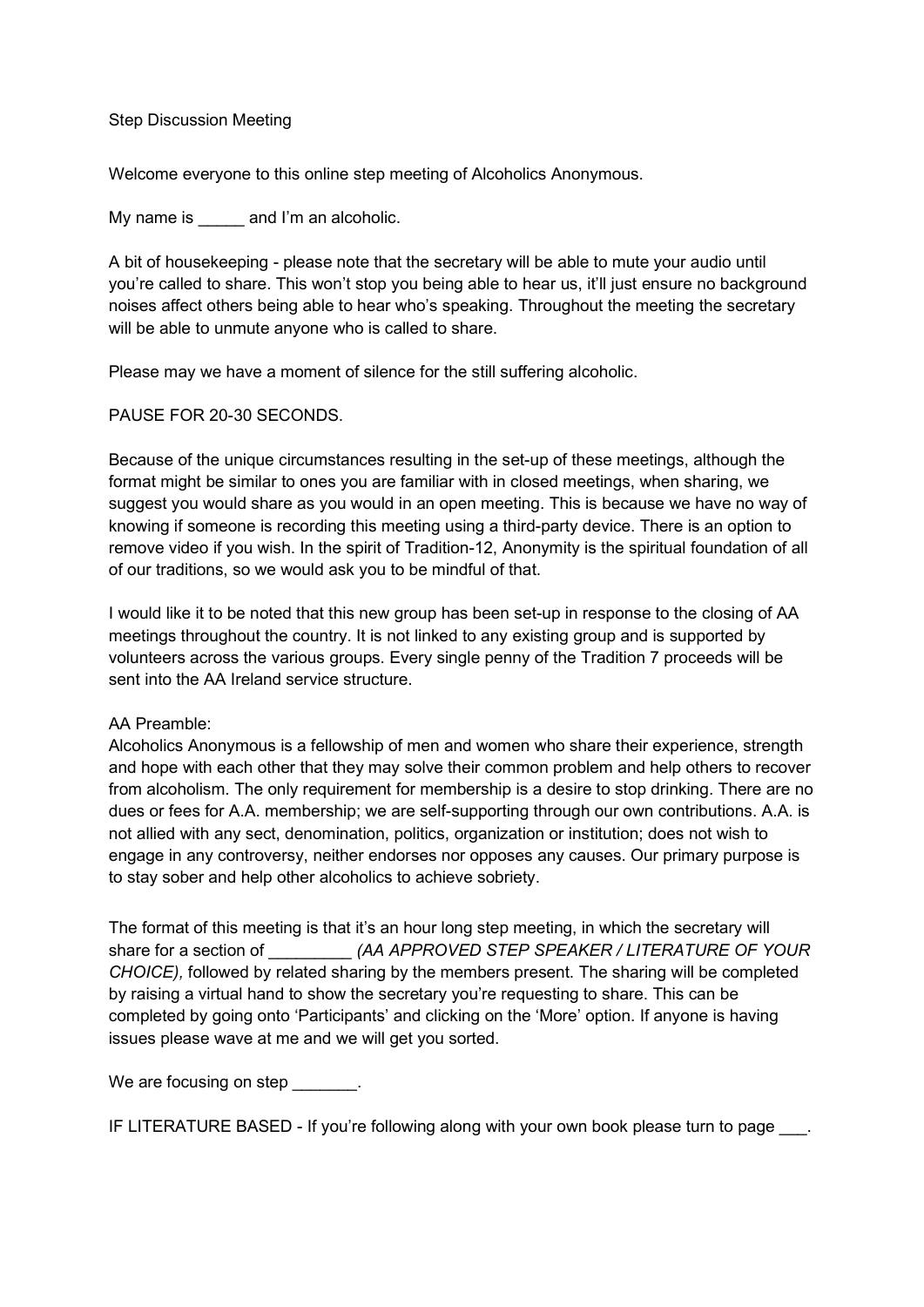Step Discussion Meeting

Welcome everyone to this online step meeting of Alcoholics Anonymous.

My name is _____ and I'm an alcoholic.

A bit of housekeeping - please note that the secretary will be able to mute your audio until you're called to share. This won't stop you being able to hear us, it'll just ensure no background noises affect others being able to hear who's speaking. Throughout the meeting the secretary will be able to unmute anyone who is called to share.

Please may we have a moment of silence for the still suffering alcoholic.

PAUSE FOR 20-30 SECONDS.

Because of the unique circumstances resulting in the set-up of these meetings, although the format might be similar to ones you are familiar with in closed meetings, when sharing, we suggest you would share as you would in an open meeting. This is because we have no way of knowing if someone is recording this meeting using a third-party device. There is an option to remove video if you wish. In the spirit of Tradition-12, Anonymity is the spiritual foundation of all of our traditions, so we would ask you to be mindful of that.

I would like it to be noted that this new group has been set-up in response to the closing of AA meetings throughout the country. It is not linked to any existing group and is supported by volunteers across the various groups. Every single penny of the Tradition 7 proceeds will be sent into the AA Ireland service structure.

AA Preamble:
Alcoholics Anonymous is a fellowship of men and women who share their experience, strength and hope with each other that they may solve their common problem and help others to recover from alcoholism. The only requirement for membership is a desire to stop drinking. There are no dues or fees for A.A. membership; we are self-supporting through our own contributions. A.A. is not allied with any sect, denomination, politics, organization or institution; does not wish to engage in any controversy, neither endorses nor opposes any causes. Our primary purpose is to stay sober and help other alcoholics to achieve sobriety.

The format of this meeting is that it's an hour long step meeting, in which the secretary will share for a section of _________ *(AA APPROVED STEP SPEAKER / LITERATURE OF YOUR CHOICE),* followed by related sharing by the members present. The sharing will be completed by raising a virtual hand to show the secretary you're requesting to share. This can be completed by going onto 'Participants' and clicking on the 'More' option. If anyone is having issues please wave at me and we will get you sorted.

We are focusing on step _______.

IF LITERATURE BASED - If you're following along with your own book please turn to page ___.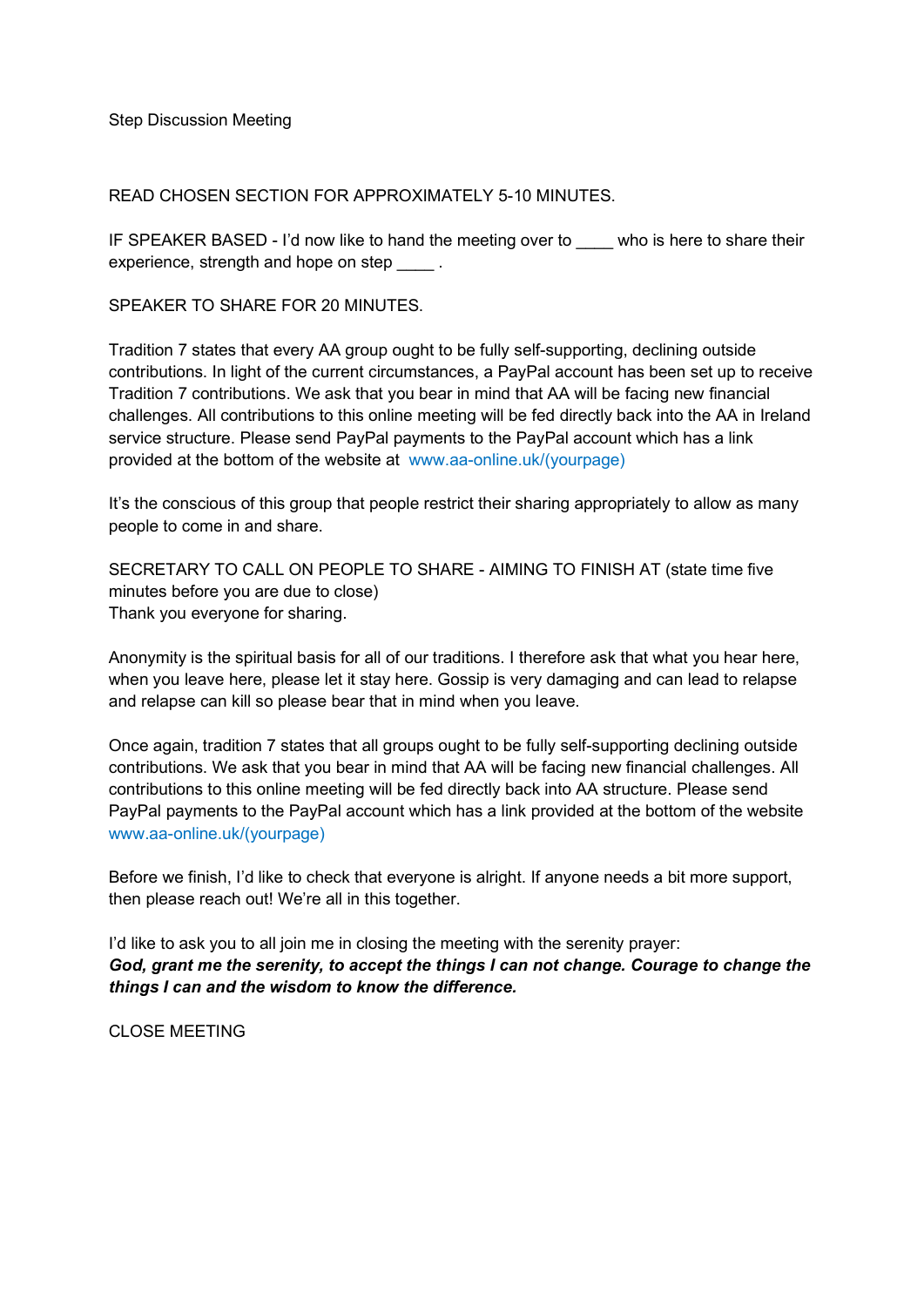Step Discussion Meeting

READ CHOSEN SECTION FOR APPROXIMATELY 5-10 MINUTES.

IF SPEAKER BASED - I'd now like to hand the meeting over to ____ who is here to share their experience, strength and hope on step ____ .

SPEAKER TO SHARE FOR 20 MINUTES.

Tradition 7 states that every AA group ought to be fully self-supporting, declining outside contributions. In light of the current circumstances, a PayPal account has been set up to receive Tradition 7 contributions. We ask that you bear in mind that AA will be facing new financial challenges. All contributions to this online meeting will be fed directly back into the AA in Ireland service structure. Please send PayPal payments to the PayPal account which has a link provided at the bottom of the website at www.aa-online.uk/(yourpage)

It's the conscious of this group that people restrict their sharing appropriately to allow as many people to come in and share.

SECRETARY TO CALL ON PEOPLE TO SHARE - AIMING TO FINISH AT (state time five minutes before you are due to close)
Thank you everyone for sharing.

Anonymity is the spiritual basis for all of our traditions. I therefore ask that what you hear here, when you leave here, please let it stay here. Gossip is very damaging and can lead to relapse and relapse can kill so please bear that in mind when you leave.

Once again, tradition 7 states that all groups ought to be fully self-supporting declining outside contributions. We ask that you bear in mind that AA will be facing new financial challenges. All contributions to this online meeting will be fed directly back into AA structure. Please send PayPal payments to the PayPal account which has a link provided at the bottom of the website www.aa-online.uk/(yourpage)

Before we finish, I'd like to check that everyone is alright. If anyone needs a bit more support, then please reach out! We're all in this together.

I'd like to ask you to all join me in closing the meeting with the serenity prayer:
***God, grant me the serenity, to accept the things I can not change. Courage to change the things I can and the wisdom to know the difference.***

CLOSE MEETING